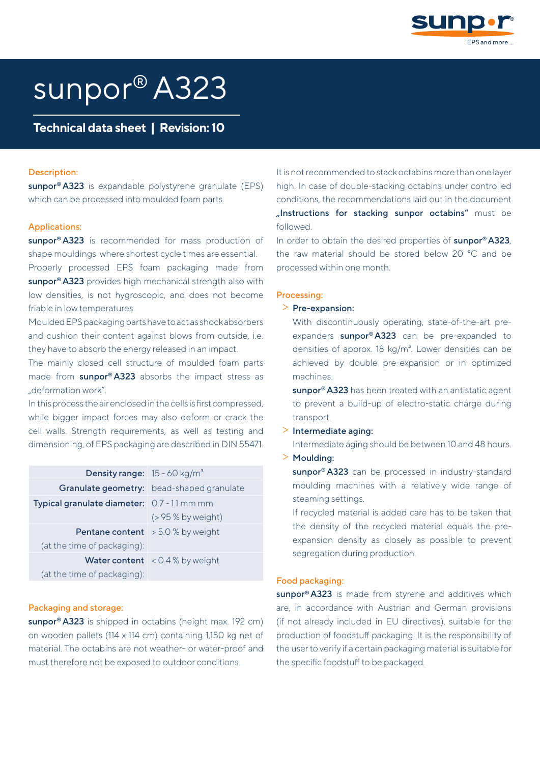# sunpor® A323

**Technical data sheet | Revision: 10**

### Description:

**sunpor® A323** is expandable polystyrene granulate (EPS) which can be processed into moulded foam parts.

### Applications:

**sunpor® A323** is recommended for mass production of shape mouldings where shortest cycle times are essential.

Properly processed EPS foam packaging made from **sunpor® A323** provides high mechanical strength also with low densities, is not hygroscopic, and does not become friable in low temperatures.

Moulded EPS packaging parts have to act as shock absorbers and cushion their content against blows from outside, i.e. they have to absorb the energy released in an impact.

The mainly closed cell structure of moulded foam parts made from **sunpor® A323** absorbs the impact stress as „deformation work".

In this process the air enclosed in the cells is first compressed, while bigger impact forces may also deform or crack the cell walls. Strength requirements, as well as testing and dimensioning, of EPS packaging are described in DIN 55471.

| | |
|---|---|
| **Density range:** | 15 - 60 kg/m³ |
| **Granulate geometry:** | bead-shaped granulate |
| **Typical granulate diameter:** | 0.7 - 1.1 mm mm (> 95 % by weight) |
| **Pentane content** (at the time of packaging): | > 5.0 % by weight |
| **Water content** (at the time of packaging): | < 0.4 % by weight |

### Packaging and storage:

**sunpor® A323** is shipped in octabins (height max. 192 cm) on wooden pallets (114 x 114 cm) containing 1,150 kg net of material. The octabins are not weather- or water-proof and must therefore not be exposed to outdoor conditions.

It is not recommended to stack octabins more than one layer high. In case of double-stacking octabins under controlled conditions, the recommendations laid out in the document **„Instructions for stacking sunpor octabins"** must be followed.

In order to obtain the desired properties of **sunpor® A323**, the raw material should be stored below 20 °C and be processed within one month.

### Processing:

> **Pre-expansion:**

With discontinuously operating, state-of-the-art pre-expanders **sunpor® A323** can be pre-expanded to densities of approx. 18 kg/m³. Lower densities can be achieved by double pre-expansion or in optimized machines.

**sunpor® A323** has been treated with an antistatic agent to prevent a build-up of electro-static charge during transport.

> **Intermediate aging:**

Intermediate aging should be between 10 and 48 hours.

> **Moulding:**

**sunpor® A323** can be processed in industry-standard moulding machines with a relatively wide range of steaming settings.

If recycled material is added care has to be taken that the density of the recycled material equals the pre-expansion density as closely as possible to prevent segregation during production.

### Food packaging:

**sunpor® A323** is made from styrene and additives which are, in accordance with Austrian and German provisions (if not already included in EU directives), suitable for the production of foodstuff packaging. It is the responsibility of the user to verify if a certain packaging material is suitable for the specific foodstuff to be packaged.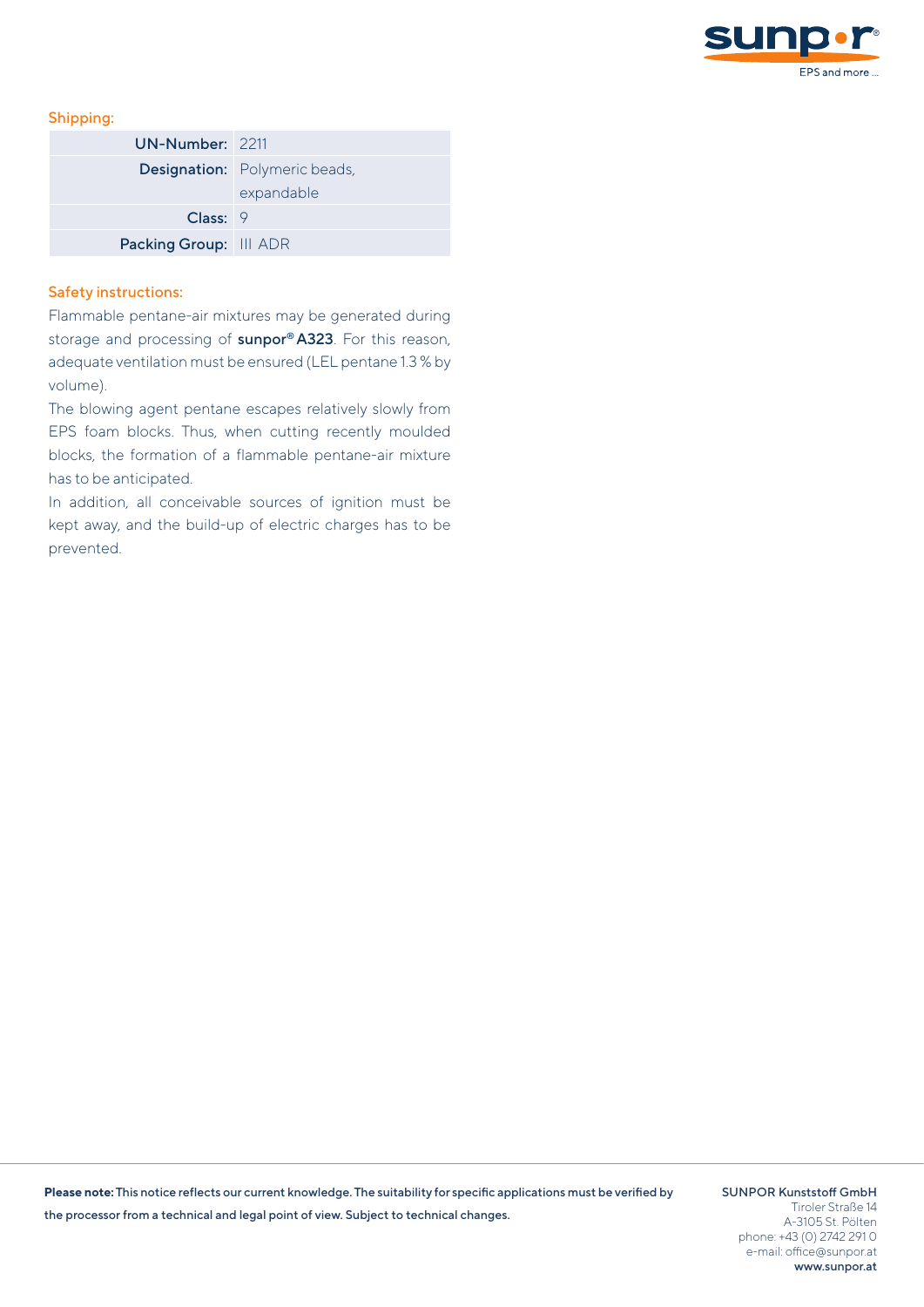### Shipping:

| | |
|---|---|
| **UN-Number:** | 2211 |
| **Designation:** | Polymeric beads, expandable |
| **Class:** | 9 |
| **Packing Group:** | III ADR |

### Safety instructions:

Flammable pentane-air mixtures may be generated during storage and processing of **sunpor® A323**. For this reason, adequate ventilation must be ensured (LEL pentane 1.3 % by volume).

The blowing agent pentane escapes relatively slowly from EPS foam blocks. Thus, when cutting recently moulded blocks, the formation of a flammable pentane-air mixture has to be anticipated.

In addition, all conceivable sources of ignition must be kept away, and the build-up of electric charges has to be prevented.

**Please note:** This notice reflects our current knowledge. The suitability for specific applications must be verified by the processor from a technical and legal point of view. Subject to technical changes.

SUNPOR Kunststoff GmbH
Tiroler Straße 14
A-3105 St. Pölten
phone: +43 (0) 2742 291 0
e-mail: office@sunpor.at
**www.sunpor.at**